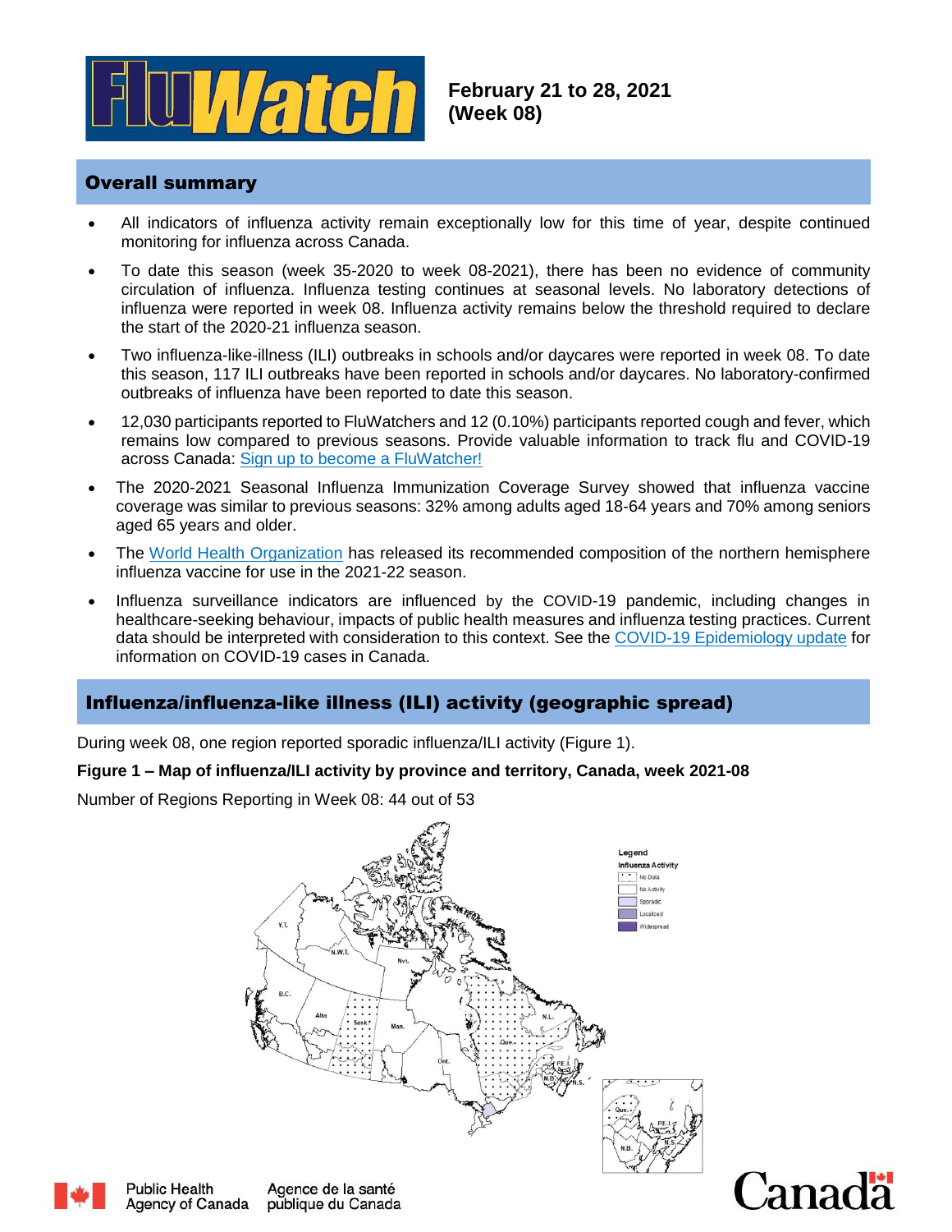# FluWatch

**February 21 to 28, 2021 (Week 08)**

## Overall summary

- All indicators of influenza activity remain exceptionally low for this time of year, despite continued monitoring for influenza across Canada.
- To date this season (week 35-2020 to week 08-2021), there has been no evidence of community circulation of influenza. Influenza testing continues at seasonal levels. No laboratory detections of influenza were reported in week 08. Influenza activity remains below the threshold required to declare the start of the 2020-21 influenza season.
- Two influenza-like-illness (ILI) outbreaks in schools and/or daycares were reported in week 08. To date this season, 117 ILI outbreaks have been reported in schools and/or daycares. No laboratory-confirmed outbreaks of influenza have been reported to date this season.
- 12,030 participants reported to FluWatchers and 12 (0.10%) participants reported cough and fever, which remains low compared to previous seasons. Provide valuable information to track flu and COVID-19 across Canada: [Sign up to become a FluWatcher!]
- The 2020-2021 Seasonal Influenza Immunization Coverage Survey showed that influenza vaccine coverage was similar to previous seasons: 32% among adults aged 18-64 years and 70% among seniors aged 65 years and older.
- The [World Health Organization] has released its recommended composition of the northern hemisphere influenza vaccine for use in the 2021-22 season.
- Influenza surveillance indicators are influenced by the COVID-19 pandemic, including changes in healthcare-seeking behaviour, impacts of public health measures and influenza testing practices. Current data should be interpreted with consideration to this context. See the [COVID-19 Epidemiology update] for information on COVID-19 cases in Canada.

## Influenza/influenza-like illness (ILI) activity (geographic spread)

During week 08, one region reported sporadic influenza/ILI activity (Figure 1).

**Figure 1 – Map of influenza/ILI activity by province and territory, Canada, week 2021-08**

Number of Regions Reporting in Week 08: 44 out of 53

Legend
Influenza Activity
No Data
No Activity
Sporadic
Localized
Widespread

Y.T.
N.W.T.
Nvt.
B.C.
Alta
Sask
Man.
Ont.
Que.
N.L.
P.E.I.
N.B.
N.S.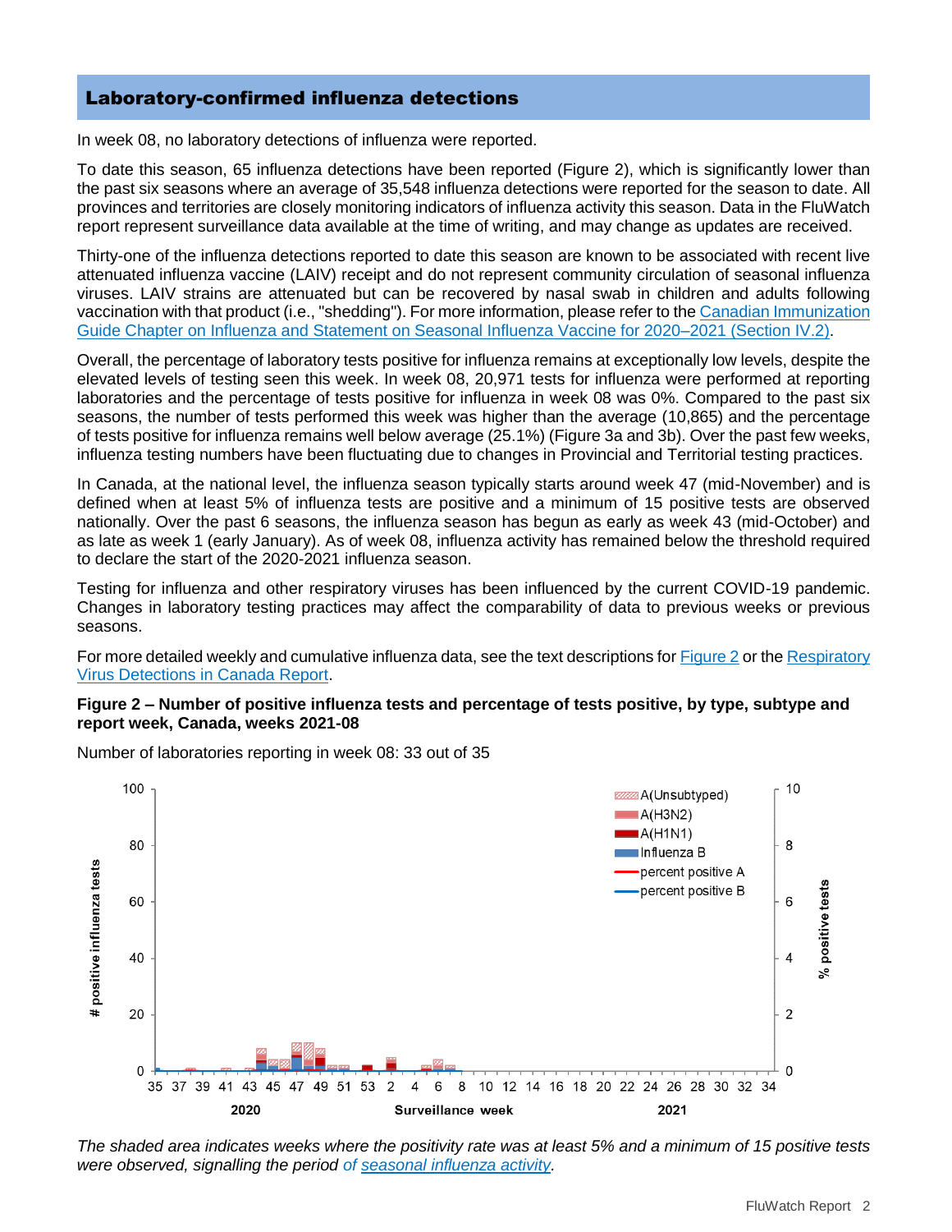## Laboratory-confirmed influenza detections

In week 08, no laboratory detections of influenza were reported.

To date this season, 65 influenza detections have been reported (Figure 2), which is significantly lower than the past six seasons where an average of 35,548 influenza detections were reported for the season to date. All provinces and territories are closely monitoring indicators of influenza activity this season. Data in the FluWatch report represent surveillance data available at the time of writing, and may change as updates are received.

Thirty-one of the influenza detections reported to date this season are known to be associated with recent live attenuated influenza vaccine (LAIV) receipt and do not represent community circulation of seasonal influenza viruses. LAIV strains are attenuated but can be recovered by nasal swab in children and adults following vaccination with that product (i.e., "shedding"). For more information, please refer to the [Canadian Immunization Guide Chapter on Influenza and Statement on Seasonal Influenza Vaccine for 2020–2021 (Section IV.2)](#).

Overall, the percentage of laboratory tests positive for influenza remains at exceptionally low levels, despite the elevated levels of testing seen this week. In week 08, 20,971 tests for influenza were performed at reporting laboratories and the percentage of tests positive for influenza in week 08 was 0%. Compared to the past six seasons, the number of tests performed this week was higher than the average (10,865) and the percentage of tests positive for influenza remains well below average (25.1%) (Figure 3a and 3b). Over the past few weeks, influenza testing numbers have been fluctuating due to changes in Provincial and Territorial testing practices.

In Canada, at the national level, the influenza season typically starts around week 47 (mid-November) and is defined when at least 5% of influenza tests are positive and a minimum of 15 positive tests are observed nationally. Over the past 6 seasons, the influenza season has begun as early as week 43 (mid-October) and as late as week 1 (early January). As of week 08, influenza activity has remained below the threshold required to declare the start of the 2020-2021 influenza season.

Testing for influenza and other respiratory viruses has been influenced by the current COVID-19 pandemic. Changes in laboratory testing practices may affect the comparability of data to previous weeks or previous seasons.

For more detailed weekly and cumulative influenza data, see the text descriptions for [Figure 2](#) or the [Respiratory Virus Detections in Canada Report](#).

**Figure 2 – Number of positive influenza tests and percentage of tests positive, by type, subtype and report week, Canada, weeks 2021-08**

Number of laboratories reporting in week 08: 33 out of 35

# positive influenza tests
% positive tests
A(Unsubtyped)
A(H3N2)
A(H1N1)
Influenza B
percent positive A
percent positive B
Surveillance week
2020
2021

*The shaded area indicates weeks where the positivity rate was at least 5% and a minimum of 15 positive tests were observed, signalling the period of [seasonal influenza activity](#).*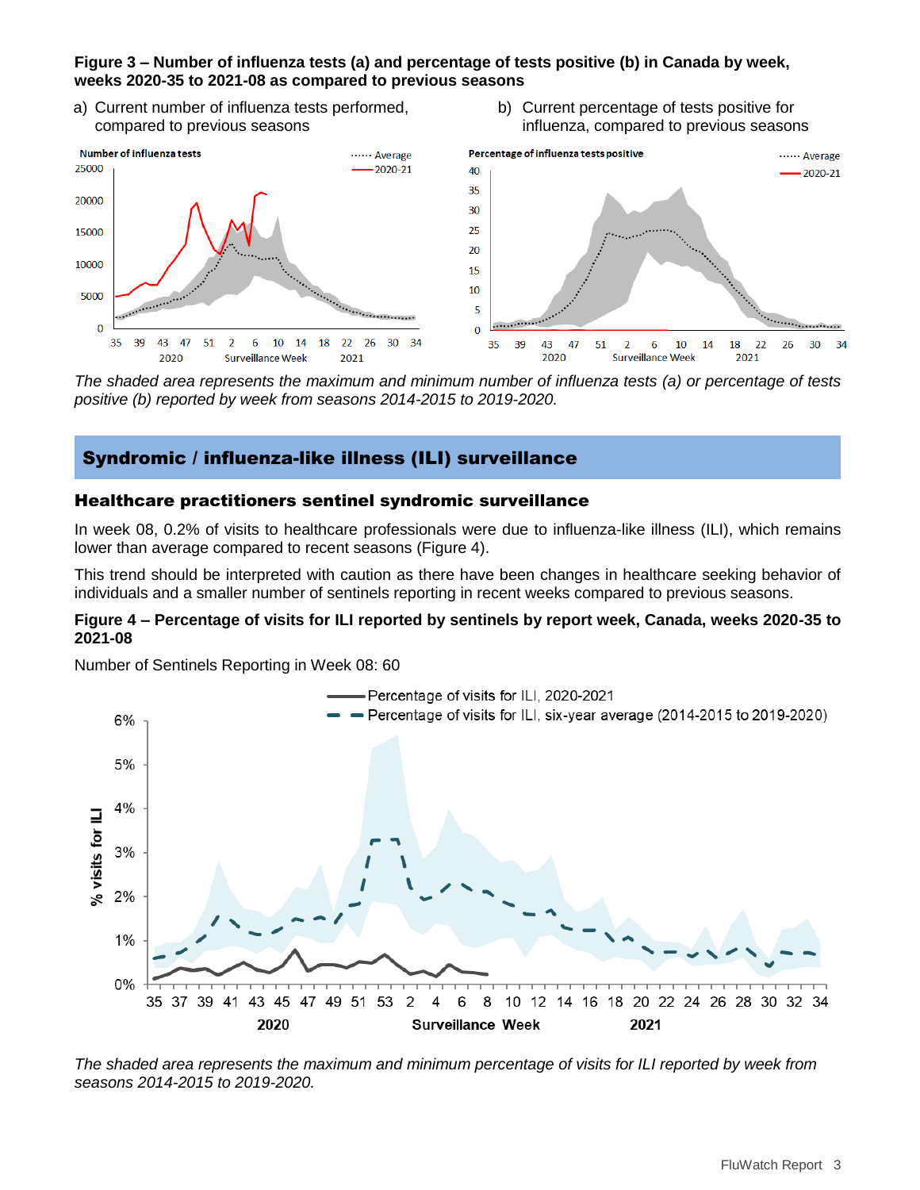**Figure 3 – Number of influenza tests (a) and percentage of tests positive (b) in Canada by week, weeks 2020-35 to 2021-08 as compared to previous seasons**

a) Current number of influenza tests performed, compared to previous seasons

Number of influenza tests
Average
2020-21
25000
20000
15000
10000
5000
0
35 39 43 47 51 2 6 10 14 18 22 26 30 34
2020 Surveillance Week 2021

b) Current percentage of tests positive for influenza, compared to previous seasons

Percentage of influenza tests positive
Average
2020-21
40
35
30
25
20
15
10
5
0
35 39 43 47 51 2 6 10 14 18 22 26 30 34
2020 Surveillance Week 2021

*The shaded area represents the maximum and minimum number of influenza tests (a) or percentage of tests positive (b) reported by week from seasons 2014-2015 to 2019-2020.*

## Syndromic / influenza-like illness (ILI) surveillance

### Healthcare practitioners sentinel syndromic surveillance

In week 08, 0.2% of visits to healthcare professionals were due to influenza-like illness (ILI), which remains lower than average compared to recent seasons (Figure 4).

This trend should be interpreted with caution as there have been changes in healthcare seeking behavior of individuals and a smaller number of sentinels reporting in recent weeks compared to previous seasons.

**Figure 4 – Percentage of visits for ILI reported by sentinels by report week, Canada, weeks 2020-35 to 2021-08**

Number of Sentinels Reporting in Week 08: 60

Percentage of visits for ILI, 2020-2021
Percentage of visits for ILI, six-year average (2014-2015 to 2019-2020)
% visits for ILI
6%
5%
4%
3%
2%
1%
0%
35 37 39 41 43 45 47 49 51 53 2 4 6 8 10 12 14 16 18 20 22 24 26 28 30 32 34
2020 Surveillance Week 2021

*The shaded area represents the maximum and minimum percentage of visits for ILI reported by week from seasons 2014-2015 to 2019-2020.*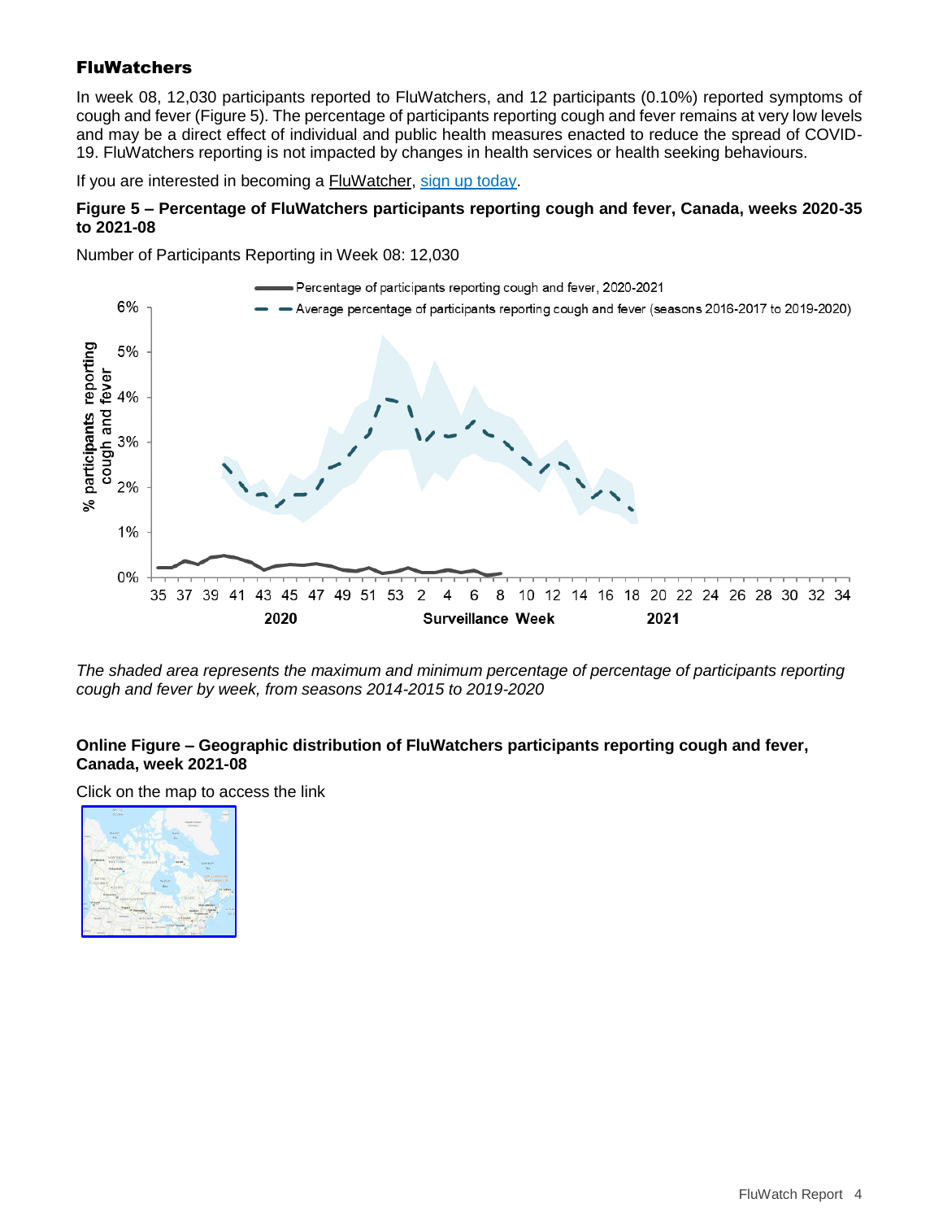## FluWatchers

In week 08, 12,030 participants reported to FluWatchers, and 12 participants (0.10%) reported symptoms of cough and fever (Figure 5). The percentage of participants reporting cough and fever remains at very low levels and may be a direct effect of individual and public health measures enacted to reduce the spread of COVID-19. FluWatchers reporting is not impacted by changes in health services or health seeking behaviours.

If you are interested in becoming a FluWatcher, sign up today.

**Figure 5 – Percentage of FluWatchers participants reporting cough and fever, Canada, weeks 2020-35 to 2021-08**

Number of Participants Reporting in Week 08: 12,030

Percentage of participants reporting cough and fever, 2020-2021
Average percentage of participants reporting cough and fever (seasons 2016-2017 to 2019-2020)

% participants reporting cough and fever

6%
5%
4%
3%
2%
1%
0%

35 37 39 41 43 45 47 49 51 53 2 4 6 8 10 12 14 16 18 20 22 24 26 28 30 32 34

2020 Surveillance Week 2021

*The shaded area represents the maximum and minimum percentage of percentage of participants reporting cough and fever by week, from seasons 2014-2015 to 2019-2020*

**Online Figure – Geographic distribution of FluWatchers participants reporting cough and fever, Canada, week 2021-08**

Click on the map to access the link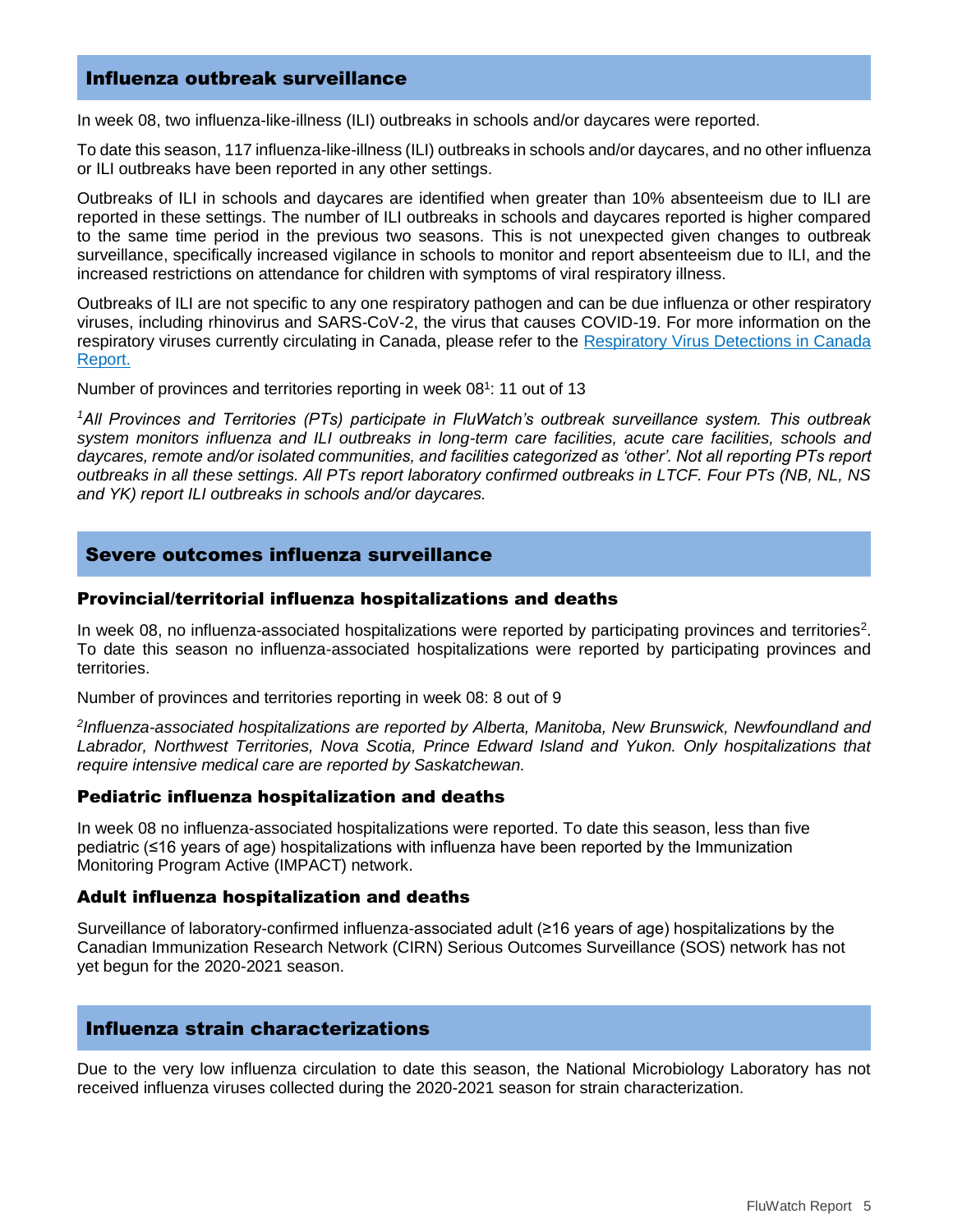## Influenza outbreak surveillance

In week 08, two influenza-like-illness (ILI) outbreaks in schools and/or daycares were reported.

To date this season, 117 influenza-like-illness (ILI) outbreaks in schools and/or daycares, and no other influenza or ILI outbreaks have been reported in any other settings.

Outbreaks of ILI in schools and daycares are identified when greater than 10% absenteeism due to ILI are reported in these settings. The number of ILI outbreaks in schools and daycares reported is higher compared to the same time period in the previous two seasons. This is not unexpected given changes to outbreak surveillance, specifically increased vigilance in schools to monitor and report absenteeism due to ILI, and the increased restrictions on attendance for children with symptoms of viral respiratory illness.

Outbreaks of ILI are not specific to any one respiratory pathogen and can be due influenza or other respiratory viruses, including rhinovirus and SARS-CoV-2, the virus that causes COVID-19. For more information on the respiratory viruses currently circulating in Canada, please refer to the [Respiratory Virus Detections in Canada Report.]

Number of provinces and territories reporting in week 08[1]: 11 out of 13

*[1]All Provinces and Territories (PTs) participate in FluWatch's outbreak surveillance system. This outbreak system monitors influenza and ILI outbreaks in long-term care facilities, acute care facilities, schools and daycares, remote and/or isolated communities, and facilities categorized as 'other'. Not all reporting PTs report outbreaks in all these settings. All PTs report laboratory confirmed outbreaks in LTCF. Four PTs (NB, NL, NS and YK) report ILI outbreaks in schools and/or daycares.*

## Severe outcomes influenza surveillance

### Provincial/territorial influenza hospitalizations and deaths

In week 08, no influenza-associated hospitalizations were reported by participating provinces and territories[2]. To date this season no influenza-associated hospitalizations were reported by participating provinces and territories.

Number of provinces and territories reporting in week 08: 8 out of 9

*[2]Influenza-associated hospitalizations are reported by Alberta, Manitoba, New Brunswick, Newfoundland and Labrador, Northwest Territories, Nova Scotia, Prince Edward Island and Yukon. Only hospitalizations that require intensive medical care are reported by Saskatchewan.*

### Pediatric influenza hospitalization and deaths

In week 08 no influenza-associated hospitalizations were reported. To date this season, less than five pediatric (≤16 years of age) hospitalizations with influenza have been reported by the Immunization Monitoring Program Active (IMPACT) network.

### Adult influenza hospitalization and deaths

Surveillance of laboratory-confirmed influenza-associated adult (≥16 years of age) hospitalizations by the Canadian Immunization Research Network (CIRN) Serious Outcomes Surveillance (SOS) network has not yet begun for the 2020-2021 season.

## Influenza strain characterizations

Due to the very low influenza circulation to date this season, the National Microbiology Laboratory has not received influenza viruses collected during the 2020-2021 season for strain characterization.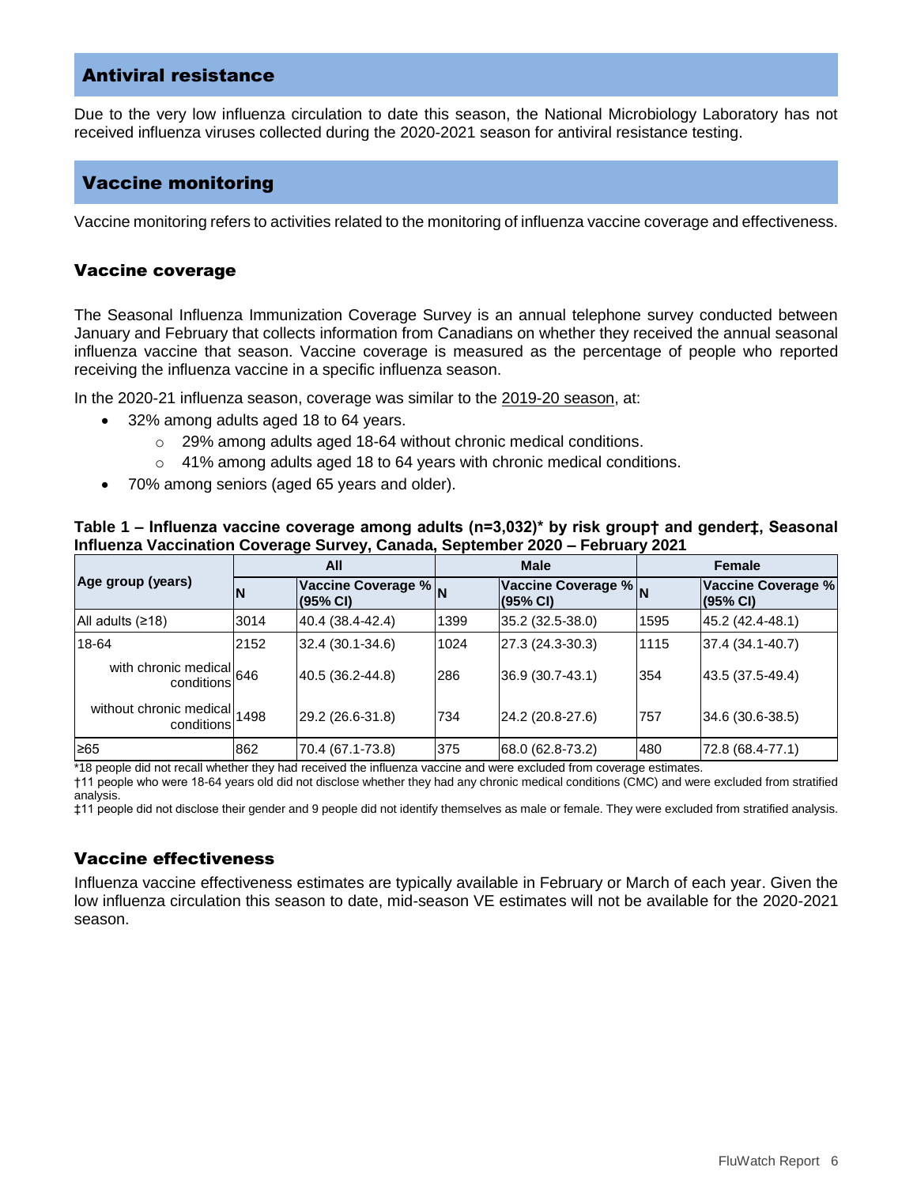## Antiviral resistance

Due to the very low influenza circulation to date this season, the National Microbiology Laboratory has not received influenza viruses collected during the 2020-2021 season for antiviral resistance testing.

## Vaccine monitoring

Vaccine monitoring refers to activities related to the monitoring of influenza vaccine coverage and effectiveness.

### Vaccine coverage

The Seasonal Influenza Immunization Coverage Survey is an annual telephone survey conducted between January and February that collects information from Canadians on whether they received the annual seasonal influenza vaccine that season. Vaccine coverage is measured as the percentage of people who reported receiving the influenza vaccine in a specific influenza season.

In the 2020-21 influenza season, coverage was similar to the 2019-20 season, at:

- 32% among adults aged 18 to 64 years.
  - 29% among adults aged 18-64 without chronic medical conditions.
  - 41% among adults aged 18 to 64 years with chronic medical conditions.
- 70% among seniors (aged 65 years and older).

**Table 1 – Influenza vaccine coverage among adults (n=3,032)\* by risk group† and gender‡, Seasonal Influenza Vaccination Coverage Survey, Canada, September 2020 – February 2021**

| Age group (years) | All | | Male | | Female | |
|---|---|---|---|---|---|---|
| | N | Vaccine Coverage % (95% CI) | N | Vaccine Coverage % (95% CI) | N | Vaccine Coverage % (95% CI) |
| All adults (≥18) | 3014 | 40.4 (38.4-42.4) | 1399 | 35.2 (32.5-38.0) | 1595 | 45.2 (42.4-48.1) |
| 18-64 | 2152 | 32.4 (30.1-34.6) | 1024 | 27.3 (24.3-30.3) | 1115 | 37.4 (34.1-40.7) |
| with chronic medical conditions | 646 | 40.5 (36.2-44.8) | 286 | 36.9 (30.7-43.1) | 354 | 43.5 (37.5-49.4) |
| without chronic medical conditions | 1498 | 29.2 (26.6-31.8) | 734 | 24.2 (20.8-27.6) | 757 | 34.6 (30.6-38.5) |
| ≥65 | 862 | 70.4 (67.1-73.8) | 375 | 68.0 (62.8-73.2) | 480 | 72.8 (68.4-77.1) |

\*18 people did not recall whether they had received the influenza vaccine and were excluded from coverage estimates.

†11 people who were 18-64 years old did not disclose whether they had any chronic medical conditions (CMC) and were excluded from stratified analysis.

‡11 people did not disclose their gender and 9 people did not identify themselves as male or female. They were excluded from stratified analysis.

### Vaccine effectiveness

Influenza vaccine effectiveness estimates are typically available in February or March of each year. Given the low influenza circulation this season to date, mid-season VE estimates will not be available for the 2020-2021 season.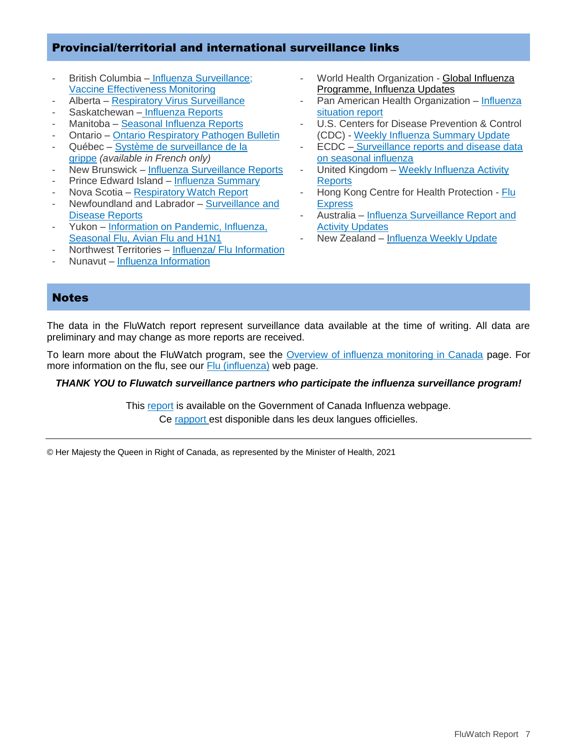## Provincial/territorial and international surveillance links

- British Columbia – Influenza Surveillance; Vaccine Effectiveness Monitoring
- Alberta – Respiratory Virus Surveillance
- Saskatchewan – Influenza Reports
- Manitoba – Seasonal Influenza Reports
- Ontario – Ontario Respiratory Pathogen Bulletin
- Québec – Système de surveillance de la grippe *(available in French only)*
- New Brunswick – Influenza Surveillance Reports
- Prince Edward Island – Influenza Summary
- Nova Scotia – Respiratory Watch Report
- Newfoundland and Labrador – Surveillance and Disease Reports
- Yukon – Information on Pandemic, Influenza, Seasonal Flu, Avian Flu and H1N1
- Northwest Territories – Influenza/ Flu Information
- Nunavut – Influenza Information
- World Health Organization - Global Influenza Programme, Influenza Updates
- Pan American Health Organization – Influenza situation report
- U.S. Centers for Disease Prevention & Control (CDC) - Weekly Influenza Summary Update
- ECDC – Surveillance reports and disease data on seasonal influenza
- United Kingdom – Weekly Influenza Activity Reports
- Hong Kong Centre for Health Protection - Flu Express
- Australia – Influenza Surveillance Report and Activity Updates
- New Zealand – Influenza Weekly Update

## Notes

The data in the FluWatch report represent surveillance data available at the time of writing. All data are preliminary and may change as more reports are received.

To learn more about the FluWatch program, see the Overview of influenza monitoring in Canada page. For more information on the flu, see our Flu (influenza) web page.

***THANK YOU to Fluwatch surveillance partners who participate the influenza surveillance program!***

This report is available on the Government of Canada Influenza webpage.
Ce rapport est disponible dans les deux langues officielles.

© Her Majesty the Queen in Right of Canada, as represented by the Minister of Health, 2021